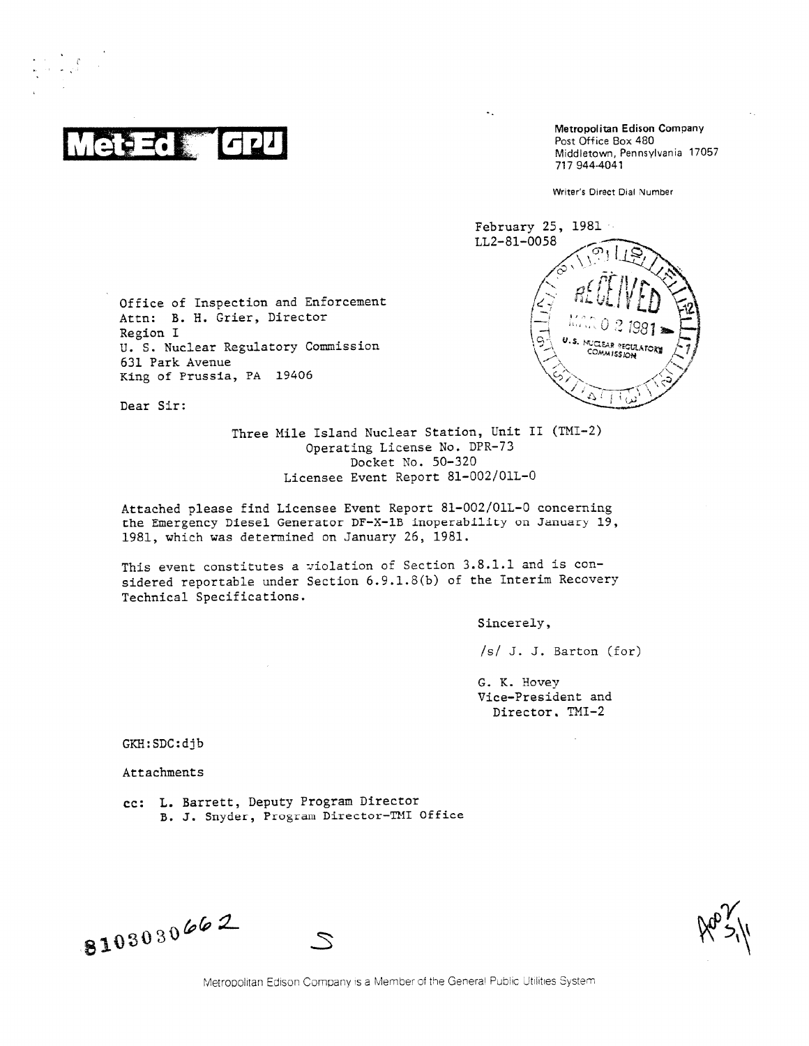**Met-Ed GPU**

Metropolitan Edison Company
Post Office Box 480
Middletown, Pennsylvania 17057
717 944-4041

Writer's Direct Dial Number

February 25, 1981
LL2-81-0058

RECEIVED
MAR 02 1981
U.S. NUCLEAR REGULATORY COMMISSION

Office of Inspection and Enforcement
Attn: B. H. Grier, Director
Region I
U. S. Nuclear Regulatory Commission
631 Park Avenue
King of Prussia, PA 19406

Dear Sir:

Three Mile Island Nuclear Station, Unit II (TMI-2)
Operating License No. DPR-73
Docket No. 50-320
Licensee Event Report 81-002/01L-0

Attached please find Licensee Event Report 81-002/01L-0 concerning the Emergency Diesel Generator DF-X-1B inoperability on January 19, 1981, which was determined on January 26, 1981.

This event constitutes a violation of Section 3.8.1.1 and is considered reportable under Section 6.9.1.8(b) of the Interim Recovery Technical Specifications.

Sincerely,

/s/ J. J. Barton (for)

G. K. Hovey
Vice-President and
Director, TMI-2

GKH:SDC:djb

Attachments

cc: L. Barrett, Deputy Program Director
B. J. Snyder, Program Director-TMI Office

8103030662

Metropolitan Edison Company is a Member of the General Public Utilities System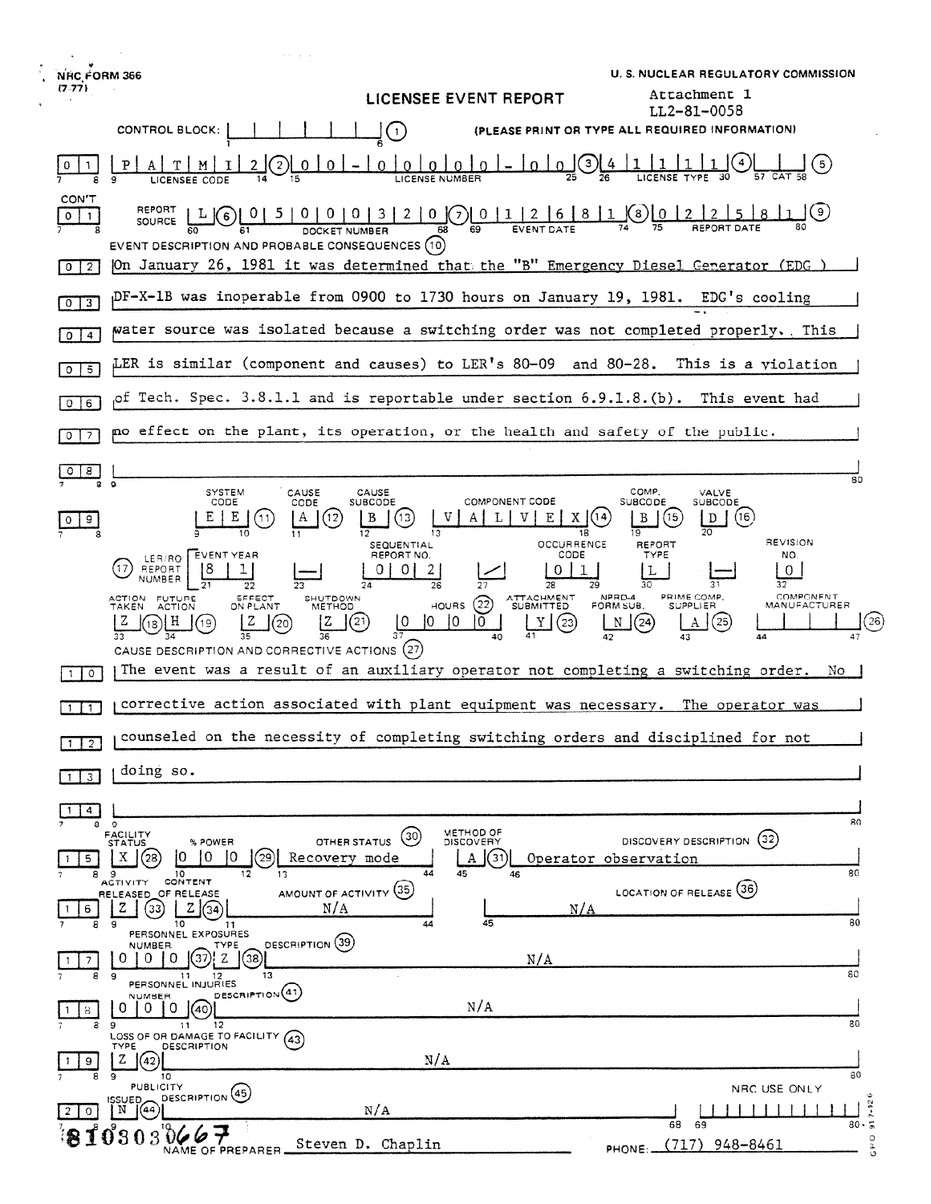NRC FORM 366
(7-77)

U. S. NUCLEAR REGULATORY COMMISSION

# LICENSEE EVENT REPORT

Attachment 1
LL2-81-0058

CONTROL BLOCK: (1) (PLEASE PRINT OR TYPE ALL REQUIRED INFORMATION)

| | | |
|---|---|---|
| 0 1 | LICENSEE CODE: P A T M I 2 (2) | LICENSE NUMBER: 0 0 - 0 0 0 0 0 - 0 0 (3) LICENSE TYPE: 4 1 1 1 1 (4) CAT (5) |
| CON'T 0 1 | REPORT SOURCE: L (6) | DOCKET NUMBER: 0 5 0 0 0 3 2 0 (7) EVENT DATE: 0 1 2 6 8 1 (8) REPORT DATE: 0 2 2 5 8 1 (9) |

EVENT DESCRIPTION AND PROBABLE CONSEQUENCES (10)

0 2 On January 26, 1981 it was determined that the "B" Emergency Diesel Generator (EDG)
0 3 DF-X-1B was inoperable from 0900 to 1730 hours on January 19, 1981. EDG's cooling
0 4 water source was isolated because a switching order was not completed properly. This
0 5 LER is similar (component and causes) to LER's 80-09 and 80-28. This is a violation
0 6 of Tech. Spec. 3.8.1.1 and is reportable under section 6.9.1.8.(b). This event had
0 7 no effect on the plant, its operation, or the health and safety of the public.
0 8

| | SYSTEM CODE | CAUSE CODE | CAUSE SUBCODE | COMPONENT CODE | COMP. SUBCODE | VALVE SUBCODE |
|---|---|---|---|---|---|---|
| 0 9 | E E (11) | A (12) | B (13) | V A L V E X (14) | B (15) | D (16) |

| (17) LER/RO REPORT NUMBER | EVENT YEAR | | SEQUENTIAL REPORT NO. | | OCCURRENCE CODE | REPORT TYPE | | REVISION NO. |
|---|---|---|---|---|---|---|---|---|
| | 8 1 | — | 0 0 2 | / | 0 1 | L | — | 0 |

| ACTION TAKEN | FUTURE ACTION | EFFECT ON PLANT | SHUTDOWN METHOD | HOURS (22) | ATTACHMENT SUBMITTED | NPRD-4 FORM SUB. | PRIME COMP. SUPPLIER | COMPONENT MANUFACTURER |
|---|---|---|---|---|---|---|---|---|
| Z (18) | H (19) | Z (20) | Z (21) | 0 0 0 0 | Y (23) | N (24) | A (25) | (26) |

CAUSE DESCRIPTION AND CORRECTIVE ACTIONS (27)

1 0 The event was a result of an auxiliary operator not completing a switching order. No
1 1 corrective action associated with plant equipment was necessary. The operator was
1 2 counseled on the necessity of completing switching orders and disciplined for not
1 3 doing so.
1 4

| | FACILITY STATUS | % POWER | OTHER STATUS (30) | METHOD OF DISCOVERY | DISCOVERY DESCRIPTION (32) |
|---|---|---|---|---|---|
| 1 5 | X (28) | 0 0 0 (29) | Recovery mode | A (31) | Operator observation |

| | ACTIVITY RELEASED | CONTENT OF RELEASE | AMOUNT OF ACTIVITY (35) | LOCATION OF RELEASE (36) |
|---|---|---|---|---|
| 1 6 | Z (33) | Z (34) | N/A | N/A |

PERSONNEL EXPOSURES

| | NUMBER | TYPE | DESCRIPTION (39) |
|---|---|---|---|
| 1 7 | 0 0 0 (37) | Z (38) | N/A |

PERSONNEL INJURIES

| | NUMBER | DESCRIPTION (41) |
|---|---|---|
| 1 8 | 0 0 0 (40) | N/A |

LOSS OF OR DAMAGE TO FACILITY (43)

| | TYPE | DESCRIPTION |
|---|---|---|
| 1 9 | Z (42) | N/A |

PUBLICITY

| | ISSUED | DESCRIPTION (45) | NRC USE ONLY |
|---|---|---|---|
| 2 0 | N (44) | N/A | |

8103030667

NAME OF PREPARER Steven D. Chaplin PHONE: (717) 948-8461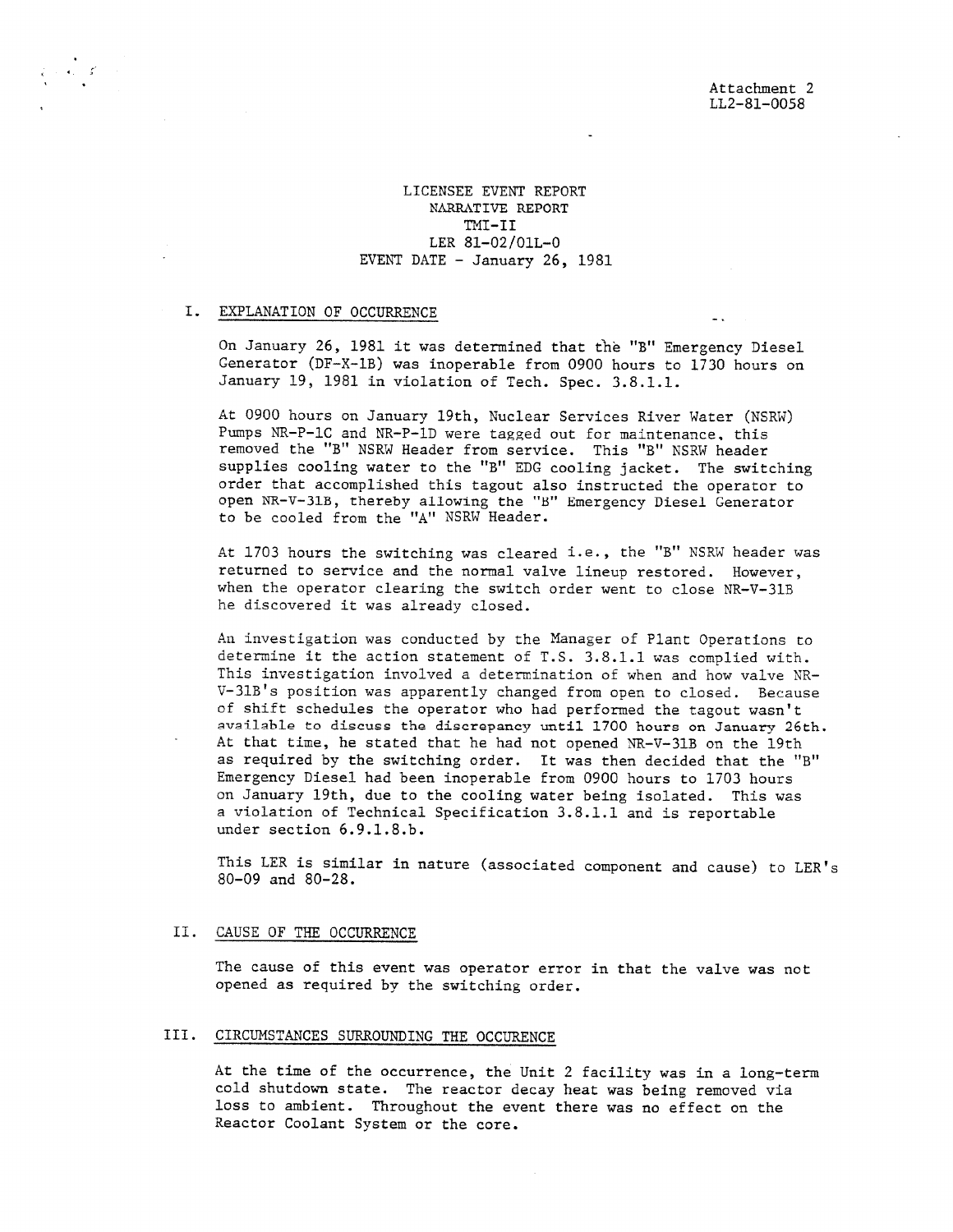Attachment 2
LL2-81-0058

LICENSEE EVENT REPORT
NARRATIVE REPORT
TMI-II
LER 81-02/01L-0
EVENT DATE - January 26, 1981

## I. EXPLANATION OF OCCURRENCE

On January 26, 1981 it was determined that the "B" Emergency Diesel Generator (DF-X-1B) was inoperable from 0900 hours to 1730 hours on January 19, 1981 in violation of Tech. Spec. 3.8.1.1.

At 0900 hours on January 19th, Nuclear Services River Water (NSRW) Pumps NR-P-1C and NR-P-1D were tagged out for maintenance, this removed the "B" NSRW Header from service. This "B" NSRW header supplies cooling water to the "B" EDG cooling jacket. The switching order that accomplished this tagout also instructed the operator to open NR-V-31B, thereby allowing the "B" Emergency Diesel Generator to be cooled from the "A" NSRW Header.

At 1703 hours the switching was cleared i.e., the "B" NSRW header was returned to service and the normal valve lineup restored. However, when the operator clearing the switch order went to close NR-V-31B he discovered it was already closed.

An investigation was conducted by the Manager of Plant Operations to determine it the action statement of T.S. 3.8.1.1 was complied with. This investigation involved a determination of when and how valve NR-V-31B's position was apparently changed from open to closed. Because of shift schedules the operator who had performed the tagout wasn't available to discuss the discrepancy until 1700 hours on January 26th. At that time, he stated that he had not opened NR-V-31B on the 19th as required by the switching order. It was then decided that the "B" Emergency Diesel had been inoperable from 0900 hours to 1703 hours on January 19th, due to the cooling water being isolated. This was a violation of Technical Specification 3.8.1.1 and is reportable under section 6.9.1.8.b.

This LER is similar in nature (associated component and cause) to LER's 80-09 and 80-28.

## II. CAUSE OF THE OCCURRENCE

The cause of this event was operator error in that the valve was not opened as required by the switching order.

## III. CIRCUMSTANCES SURROUNDING THE OCCURENCE

At the time of the occurrence, the Unit 2 facility was in a long-term cold shutdown state. The reactor decay heat was being removed via loss to ambient. Throughout the event there was no effect on the Reactor Coolant System or the core.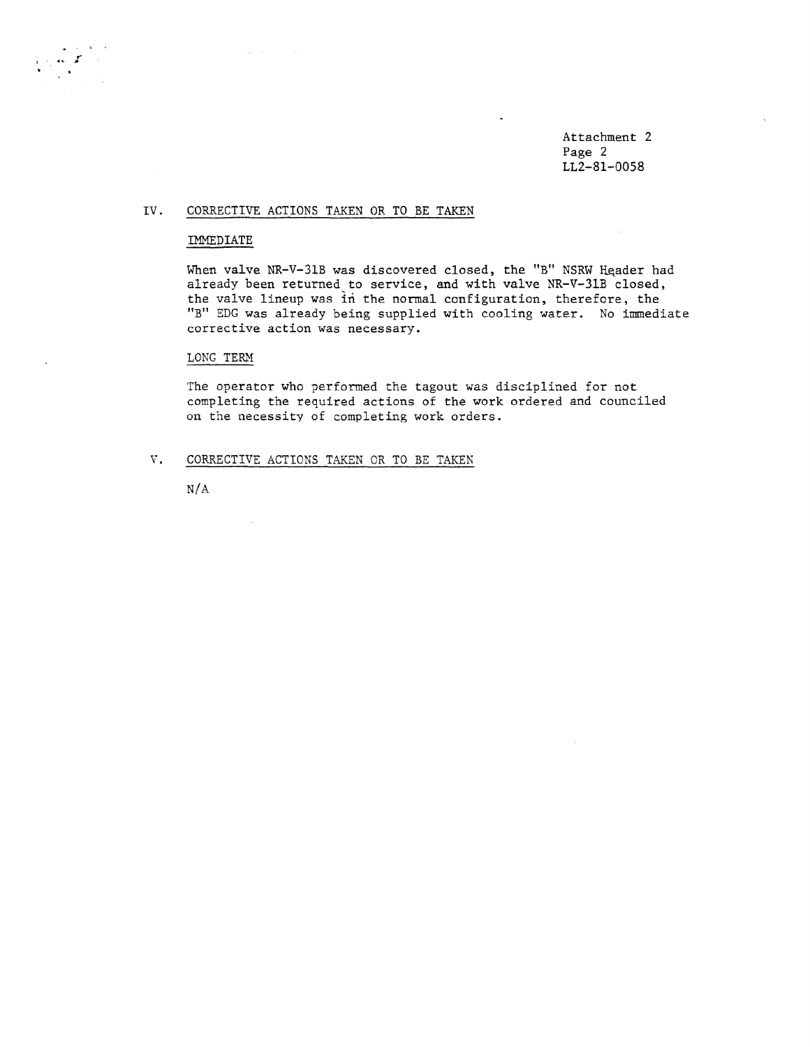Attachment 2
Page 2
LL2-81-0058

## IV. CORRECTIVE ACTIONS TAKEN OR TO BE TAKEN

### IMMEDIATE

When valve NR-V-31B was discovered closed, the "B" NSRW Header had already been returned to service, and with valve NR-V-31B closed, the valve lineup was in the normal configuration, therefore, the "B" EDG was already being supplied with cooling water. No immediate corrective action was necessary.

### LONG TERM

The operator who performed the tagout was disciplined for not completing the required actions of the work ordered and counciled on the necessity of completing work orders.

## V. CORRECTIVE ACTIONS TAKEN OR TO BE TAKEN

N/A